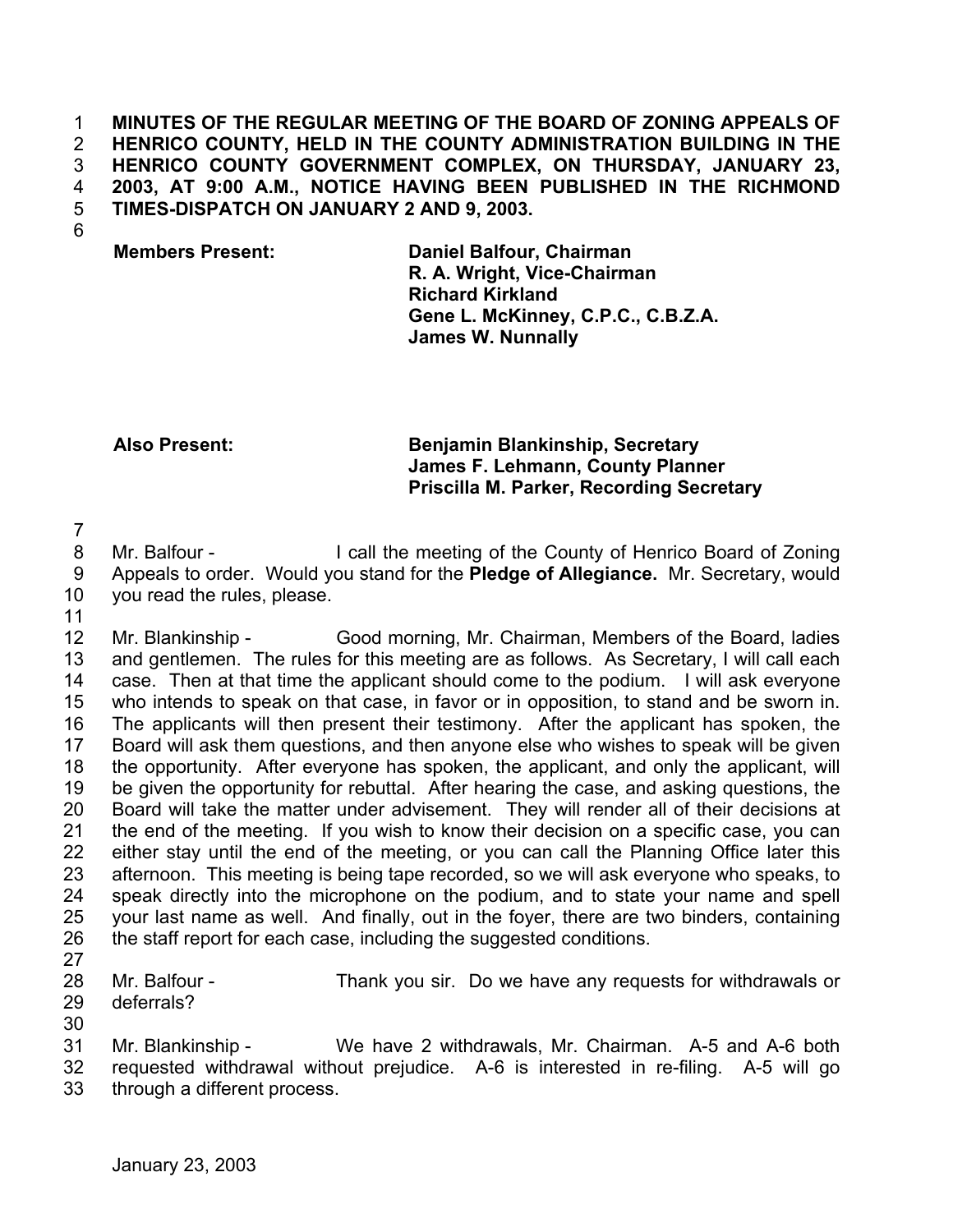**MINUTES OF THE REGULAR MEETING OF THE BOARD OF ZONING APPEALS OF HENRICO COUNTY, HELD IN THE COUNTY ADMINISTRATION BUILDING IN THE HENRICO COUNTY GOVERNMENT COMPLEX, ON THURSDAY, JANUARY 23, 2003, AT 9:00 A.M., NOTICE HAVING BEEN PUBLISHED IN THE RICHMOND TIMES-DISPATCH ON JANUARY 2 AND 9, 2003.**

| | |
|---|---|
| **Members Present:** | **Daniel Balfour, Chairman** |
| | **R. A. Wright, Vice-Chairman** |
| | **Richard Kirkland** |
| | **Gene L. McKinney, C.P.C., C.B.Z.A.** |
| | **James W. Nunnally** |

| | |
|---|---|
| **Also Present:** | **Benjamin Blankinship, Secretary** |
| | **James F. Lehmann, County Planner** |
| | **Priscilla M. Parker, Recording Secretary** |

Mr. Balfour - I call the meeting of the County of Henrico Board of Zoning Appeals to order. Would you stand for the **Pledge of Allegiance.** Mr. Secretary, would you read the rules, please.

Mr. Blankinship - Good morning, Mr. Chairman, Members of the Board, ladies and gentlemen. The rules for this meeting are as follows. As Secretary, I will call each case. Then at that time the applicant should come to the podium. I will ask everyone who intends to speak on that case, in favor or in opposition, to stand and be sworn in. The applicants will then present their testimony. After the applicant has spoken, the Board will ask them questions, and then anyone else who wishes to speak will be given the opportunity. After everyone has spoken, the applicant, and only the applicant, will be given the opportunity for rebuttal. After hearing the case, and asking questions, the Board will take the matter under advisement. They will render all of their decisions at the end of the meeting. If you wish to know their decision on a specific case, you can either stay until the end of the meeting, or you can call the Planning Office later this afternoon. This meeting is being tape recorded, so we will ask everyone who speaks, to speak directly into the microphone on the podium, and to state your name and spell your last name as well. And finally, out in the foyer, there are two binders, containing the staff report for each case, including the suggested conditions.

Mr. Balfour - Thank you sir. Do we have any requests for withdrawals or deferrals?

Mr. Blankinship - We have 2 withdrawals, Mr. Chairman. A-5 and A-6 both requested withdrawal without prejudice. A-6 is interested in re-filing. A-5 will go through a different process.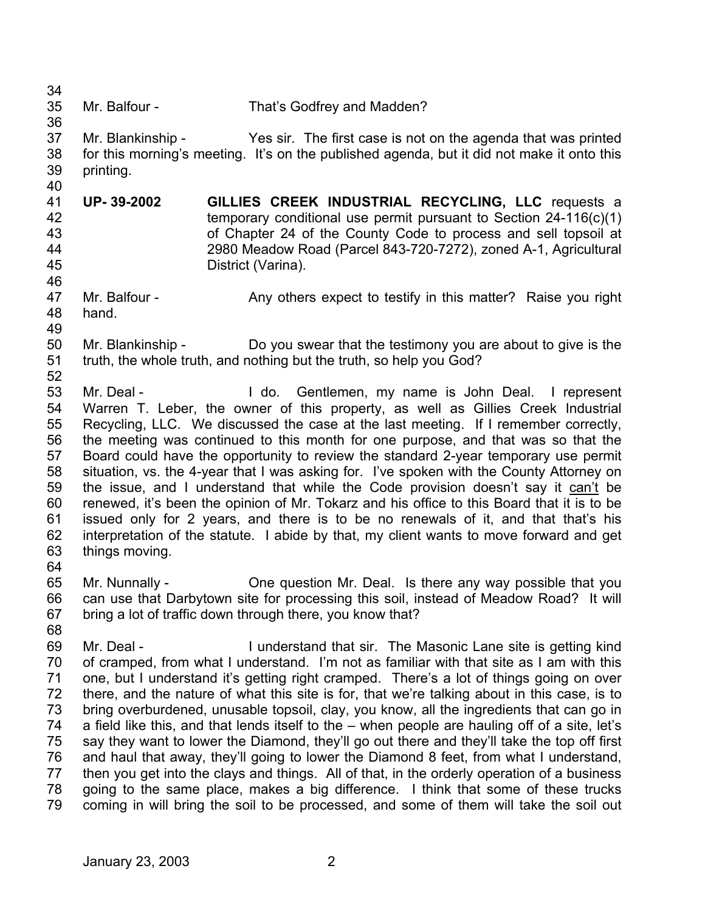Mr. Balfour - That's Godfrey and Madden?

Mr. Blankinship - Yes sir. The first case is not on the agenda that was printed for this morning's meeting. It's on the published agenda, but it did not make it onto this printing.

**UP- 39-2002** **GILLIES CREEK INDUSTRIAL RECYCLING, LLC** requests a temporary conditional use permit pursuant to Section 24-116(c)(1) of Chapter 24 of the County Code to process and sell topsoil at 2980 Meadow Road (Parcel 843-720-7272), zoned A-1, Agricultural District (Varina).

Mr. Balfour - Any others expect to testify in this matter? Raise you right hand.

Mr. Blankinship - Do you swear that the testimony you are about to give is the truth, the whole truth, and nothing but the truth, so help you God?

Mr. Deal - I do. Gentlemen, my name is John Deal. I represent Warren T. Leber, the owner of this property, as well as Gillies Creek Industrial Recycling, LLC. We discussed the case at the last meeting. If I remember correctly, the meeting was continued to this month for one purpose, and that was so that the Board could have the opportunity to review the standard 2-year temporary use permit situation, vs. the 4-year that I was asking for. I've spoken with the County Attorney on the issue, and I understand that while the Code provision doesn't say it <u>can't</u> be renewed, it's been the opinion of Mr. Tokarz and his office to this Board that it is to be issued only for 2 years, and there is to be no renewals of it, and that that's his interpretation of the statute. I abide by that, my client wants to move forward and get things moving.

Mr. Nunnally - One question Mr. Deal. Is there any way possible that you can use that Darbytown site for processing this soil, instead of Meadow Road? It will bring a lot of traffic down through there, you know that?

Mr. Deal - I understand that sir. The Masonic Lane site is getting kind of cramped, from what I understand. I'm not as familiar with that site as I am with this one, but I understand it's getting right cramped. There's a lot of things going on over there, and the nature of what this site is for, that we're talking about in this case, is to bring overburdened, unusable topsoil, clay, you know, all the ingredients that can go in a field like this, and that lends itself to the – when people are hauling off of a site, let's say they want to lower the Diamond, they'll go out there and they'll take the top off first and haul that away, they'll going to lower the Diamond 8 feet, from what I understand, then you get into the clays and things. All of that, in the orderly operation of a business going to the same place, makes a big difference. I think that some of these trucks coming in will bring the soil to be processed, and some of them will take the soil out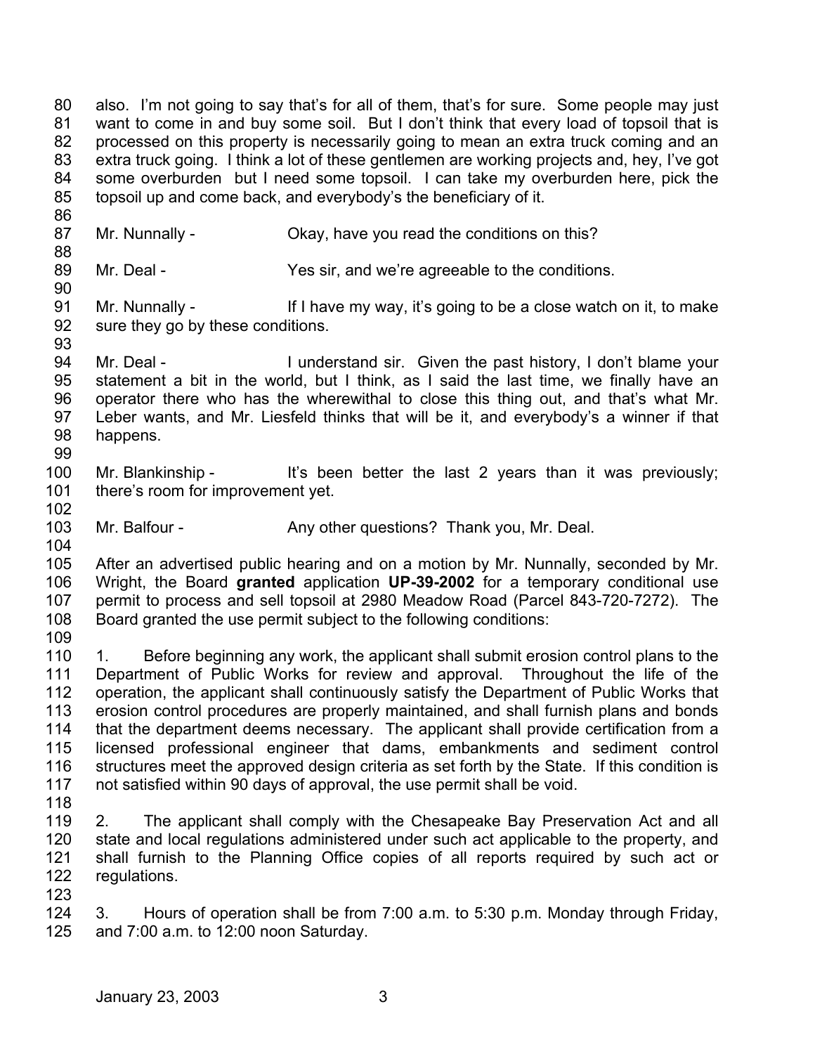also. I'm not going to say that's for all of them, that's for sure. Some people may just want to come in and buy some soil. But I don't think that every load of topsoil that is processed on this property is necessarily going to mean an extra truck coming and an extra truck going. I think a lot of these gentlemen are working projects and, hey, I've got some overburden but I need some topsoil. I can take my overburden here, pick the topsoil up and come back, and everybody's the beneficiary of it.

Mr. Nunnally - Okay, have you read the conditions on this?

Mr. Deal - Yes sir, and we're agreeable to the conditions.

Mr. Nunnally - If I have my way, it's going to be a close watch on it, to make sure they go by these conditions.

Mr. Deal - I understand sir. Given the past history, I don't blame your statement a bit in the world, but I think, as I said the last time, we finally have an operator there who has the wherewithal to close this thing out, and that's what Mr. Leber wants, and Mr. Liesfeld thinks that will be it, and everybody's a winner if that happens.

Mr. Blankinship - It's been better the last 2 years than it was previously; there's room for improvement yet.

Mr. Balfour - Any other questions? Thank you, Mr. Deal.

After an advertised public hearing and on a motion by Mr. Nunnally, seconded by Mr. Wright, the Board **granted** application **UP-39-2002** for a temporary conditional use permit to process and sell topsoil at 2980 Meadow Road (Parcel 843-720-7272). The Board granted the use permit subject to the following conditions:

1. Before beginning any work, the applicant shall submit erosion control plans to the Department of Public Works for review and approval. Throughout the life of the operation, the applicant shall continuously satisfy the Department of Public Works that erosion control procedures are properly maintained, and shall furnish plans and bonds that the department deems necessary. The applicant shall provide certification from a licensed professional engineer that dams, embankments and sediment control structures meet the approved design criteria as set forth by the State. If this condition is not satisfied within 90 days of approval, the use permit shall be void.

2. The applicant shall comply with the Chesapeake Bay Preservation Act and all state and local regulations administered under such act applicable to the property, and shall furnish to the Planning Office copies of all reports required by such act or regulations.

3. Hours of operation shall be from 7:00 a.m. to 5:30 p.m. Monday through Friday, and 7:00 a.m. to 12:00 noon Saturday.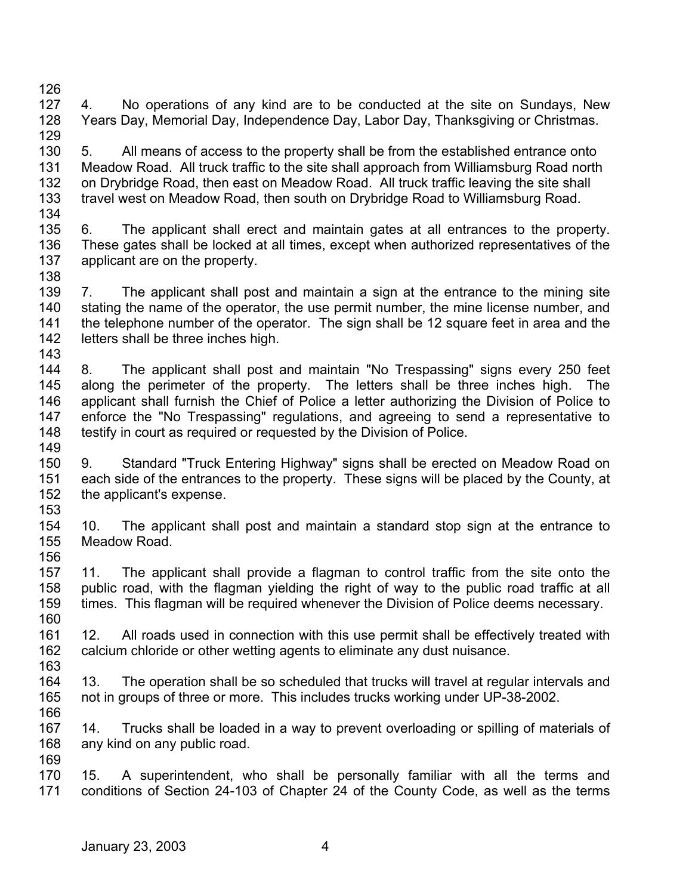4. No operations of any kind are to be conducted at the site on Sundays, New Years Day, Memorial Day, Independence Day, Labor Day, Thanksgiving or Christmas.

5. All means of access to the property shall be from the established entrance onto Meadow Road. All truck traffic to the site shall approach from Williamsburg Road north on Drybridge Road, then east on Meadow Road. All truck traffic leaving the site shall travel west on Meadow Road, then south on Drybridge Road to Williamsburg Road.

6. The applicant shall erect and maintain gates at all entrances to the property. These gates shall be locked at all times, except when authorized representatives of the applicant are on the property.

7. The applicant shall post and maintain a sign at the entrance to the mining site stating the name of the operator, the use permit number, the mine license number, and the telephone number of the operator. The sign shall be 12 square feet in area and the letters shall be three inches high.

8. The applicant shall post and maintain "No Trespassing" signs every 250 feet along the perimeter of the property. The letters shall be three inches high. The applicant shall furnish the Chief of Police a letter authorizing the Division of Police to enforce the "No Trespassing" regulations, and agreeing to send a representative to testify in court as required or requested by the Division of Police.

9. Standard "Truck Entering Highway" signs shall be erected on Meadow Road on each side of the entrances to the property. These signs will be placed by the County, at the applicant's expense.

10. The applicant shall post and maintain a standard stop sign at the entrance to Meadow Road.

11. The applicant shall provide a flagman to control traffic from the site onto the public road, with the flagman yielding the right of way to the public road traffic at all times. This flagman will be required whenever the Division of Police deems necessary.

12. All roads used in connection with this use permit shall be effectively treated with calcium chloride or other wetting agents to eliminate any dust nuisance.

13. The operation shall be so scheduled that trucks will travel at regular intervals and not in groups of three or more. This includes trucks working under UP-38-2002.

14. Trucks shall be loaded in a way to prevent overloading or spilling of materials of any kind on any public road.

15. A superintendent, who shall be personally familiar with all the terms and conditions of Section 24-103 of Chapter 24 of the County Code, as well as the terms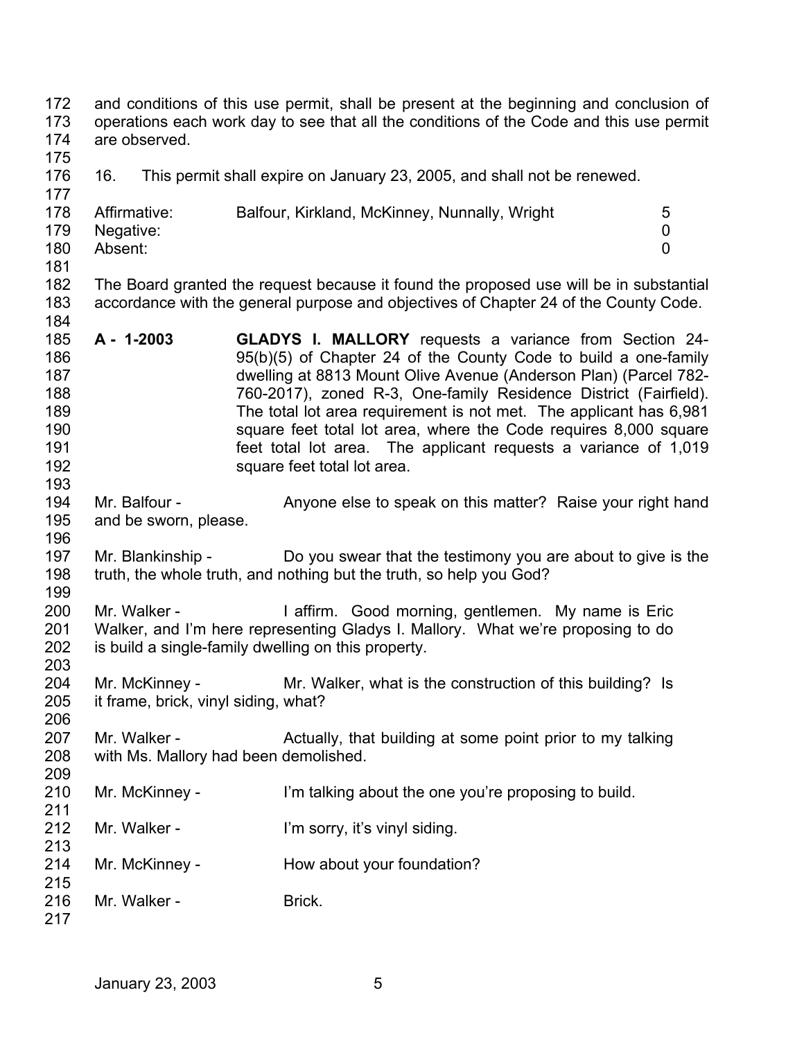and conditions of this use permit, shall be present at the beginning and conclusion of operations each work day to see that all the conditions of the Code and this use permit are observed.

16. This permit shall expire on January 23, 2005, and shall not be renewed.

| | | |
|---|---|---|
| Affirmative: | Balfour, Kirkland, McKinney, Nunnally, Wright | 5 |
| Negative: | | 0 |
| Absent: | | 0 |

The Board granted the request because it found the proposed use will be in substantial accordance with the general purpose and objectives of Chapter 24 of the County Code.

**A - 1-2003** **GLADYS I. MALLORY** requests a variance from Section 24-95(b)(5) of Chapter 24 of the County Code to build a one-family dwelling at 8813 Mount Olive Avenue (Anderson Plan) (Parcel 782-760-2017), zoned R-3, One-family Residence District (Fairfield). The total lot area requirement is not met. The applicant has 6,981 square feet total lot area, where the Code requires 8,000 square feet total lot area. The applicant requests a variance of 1,019 square feet total lot area.

Mr. Balfour - Anyone else to speak on this matter? Raise your right hand and be sworn, please.

Mr. Blankinship - Do you swear that the testimony you are about to give is the truth, the whole truth, and nothing but the truth, so help you God?

Mr. Walker - I affirm. Good morning, gentlemen. My name is Eric Walker, and I'm here representing Gladys I. Mallory. What we're proposing to do is build a single-family dwelling on this property.

Mr. McKinney - Mr. Walker, what is the construction of this building? Is it frame, brick, vinyl siding, what?

Mr. Walker - Actually, that building at some point prior to my talking with Ms. Mallory had been demolished.

Mr. McKinney - I'm talking about the one you're proposing to build.

Mr. Walker - I'm sorry, it's vinyl siding.

Mr. McKinney - How about your foundation?

Mr. Walker - Brick.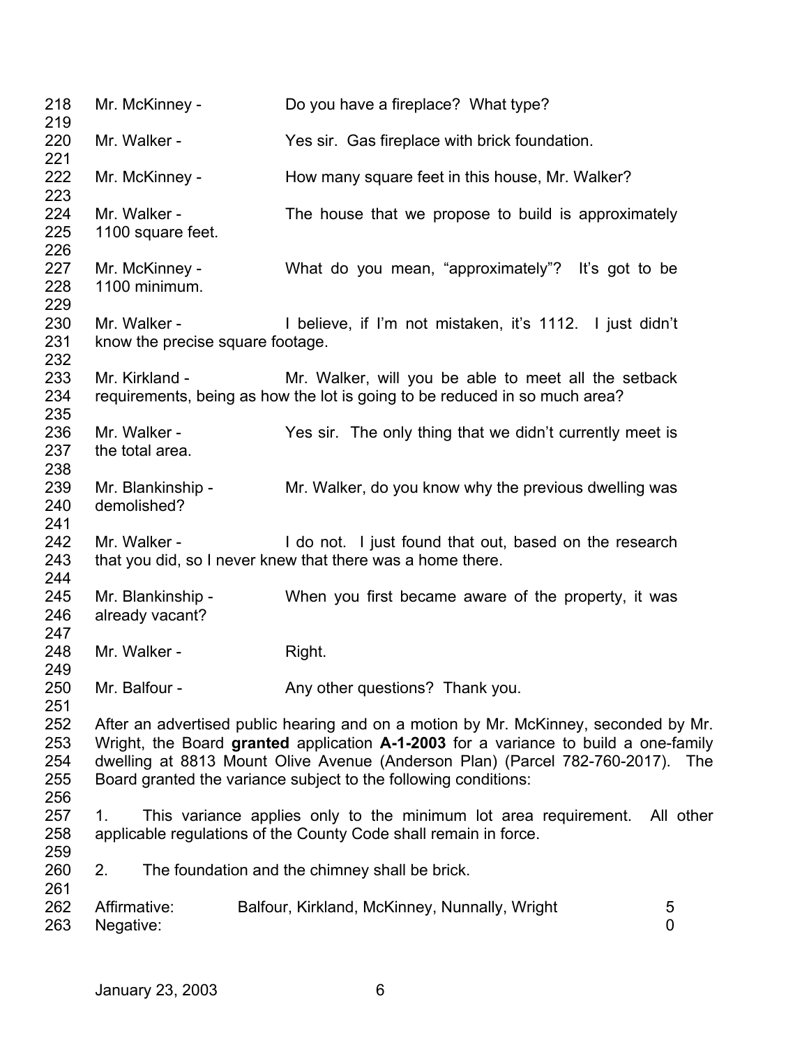Mr. McKinney - Do you have a fireplace? What type?

Mr. Walker - Yes sir. Gas fireplace with brick foundation.

Mr. McKinney - How many square feet in this house, Mr. Walker?

Mr. Walker - The house that we propose to build is approximately 1100 square feet.

Mr. McKinney - What do you mean, "approximately"? It's got to be 1100 minimum.

Mr. Walker - I believe, if I'm not mistaken, it's 1112. I just didn't know the precise square footage.

Mr. Kirkland - Mr. Walker, will you be able to meet all the setback requirements, being as how the lot is going to be reduced in so much area?

Mr. Walker - Yes sir. The only thing that we didn't currently meet is the total area.

Mr. Blankinship - Mr. Walker, do you know why the previous dwelling was demolished?

Mr. Walker - I do not. I just found that out, based on the research that you did, so I never knew that there was a home there.

Mr. Blankinship - When you first became aware of the property, it was already vacant?

Mr. Walker - Right.

Mr. Balfour - Any other questions? Thank you.

After an advertised public hearing and on a motion by Mr. McKinney, seconded by Mr. Wright, the Board **granted** application **A-1-2003** for a variance to build a one-family dwelling at 8813 Mount Olive Avenue (Anderson Plan) (Parcel 782-760-2017). The Board granted the variance subject to the following conditions:

1. This variance applies only to the minimum lot area requirement. All other applicable regulations of the County Code shall remain in force.

2. The foundation and the chimney shall be brick.

| | | |
|---|---|---|
| Affirmative: | Balfour, Kirkland, McKinney, Nunnally, Wright | 5 |
| Negative: | | 0 |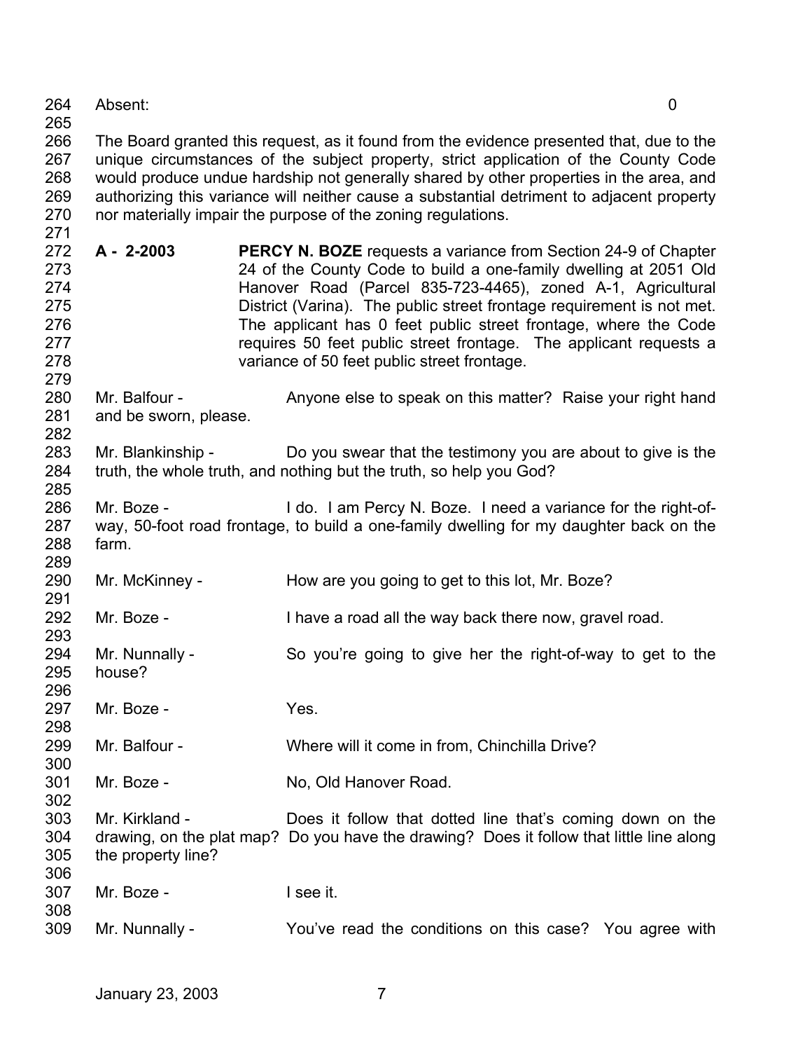Absent: 0

The Board granted this request, as it found from the evidence presented that, due to the unique circumstances of the subject property, strict application of the County Code would produce undue hardship not generally shared by other properties in the area, and authorizing this variance will neither cause a substantial detriment to adjacent property nor materially impair the purpose of the zoning regulations.

**A - 2-2003** **PERCY N. BOZE** requests a variance from Section 24-9 of Chapter 24 of the County Code to build a one-family dwelling at 2051 Old Hanover Road (Parcel 835-723-4465), zoned A-1, Agricultural District (Varina). The public street frontage requirement is not met. The applicant has 0 feet public street frontage, where the Code requires 50 feet public street frontage. The applicant requests a variance of 50 feet public street frontage.

Mr. Balfour - Anyone else to speak on this matter? Raise your right hand and be sworn, please.

Mr. Blankinship - Do you swear that the testimony you are about to give is the truth, the whole truth, and nothing but the truth, so help you God?

Mr. Boze - I do. I am Percy N. Boze. I need a variance for the right-of-way, 50-foot road frontage, to build a one-family dwelling for my daughter back on the farm.

Mr. McKinney - How are you going to get to this lot, Mr. Boze?

Mr. Boze - I have a road all the way back there now, gravel road.

Mr. Nunnally - So you're going to give her the right-of-way to get to the house?

Mr. Boze - Yes.

Mr. Balfour - Where will it come in from, Chinchilla Drive?

Mr. Boze - No, Old Hanover Road.

Mr. Kirkland - Does it follow that dotted line that's coming down on the drawing, on the plat map? Do you have the drawing? Does it follow that little line along the property line?

Mr. Boze - I see it.

Mr. Nunnally - You've read the conditions on this case? You agree with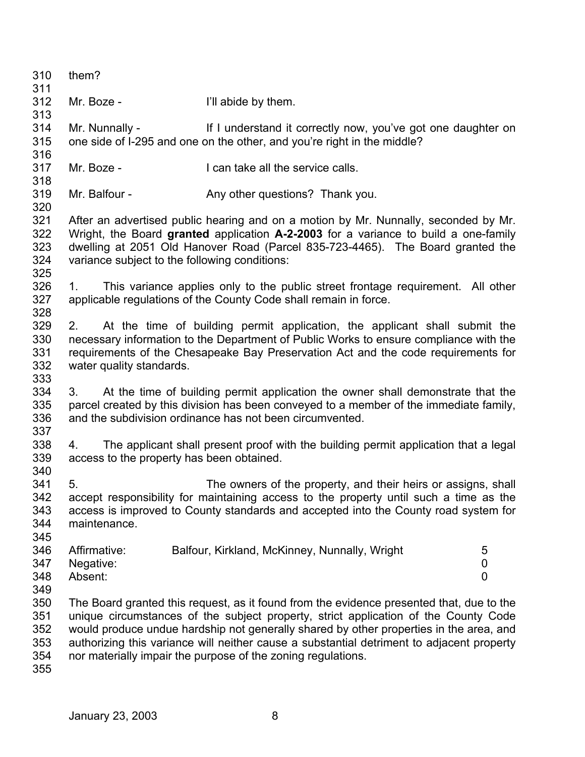them?

Mr. Boze - I'll abide by them.

Mr. Nunnally - If I understand it correctly now, you've got one daughter on one side of I-295 and one on the other, and you're right in the middle?

Mr. Boze - I can take all the service calls.

Mr. Balfour - Any other questions? Thank you.

After an advertised public hearing and on a motion by Mr. Nunnally, seconded by Mr. Wright, the Board **granted** application **A-2-2003** for a variance to build a one-family dwelling at 2051 Old Hanover Road (Parcel 835-723-4465). The Board granted the variance subject to the following conditions:

1. This variance applies only to the public street frontage requirement. All other applicable regulations of the County Code shall remain in force.

2. At the time of building permit application, the applicant shall submit the necessary information to the Department of Public Works to ensure compliance with the requirements of the Chesapeake Bay Preservation Act and the code requirements for water quality standards.

3. At the time of building permit application the owner shall demonstrate that the parcel created by this division has been conveyed to a member of the immediate family, and the subdivision ordinance has not been circumvented.

4. The applicant shall present proof with the building permit application that a legal access to the property has been obtained.

5. The owners of the property, and their heirs or assigns, shall accept responsibility for maintaining access to the property until such a time as the access is improved to County standards and accepted into the County road system for maintenance.

| | | |
|---|---|---|
| Affirmative: | Balfour, Kirkland, McKinney, Nunnally, Wright | 5 |
| Negative: | | 0 |
| Absent: | | 0 |

The Board granted this request, as it found from the evidence presented that, due to the unique circumstances of the subject property, strict application of the County Code would produce undue hardship not generally shared by other properties in the area, and authorizing this variance will neither cause a substantial detriment to adjacent property nor materially impair the purpose of the zoning regulations.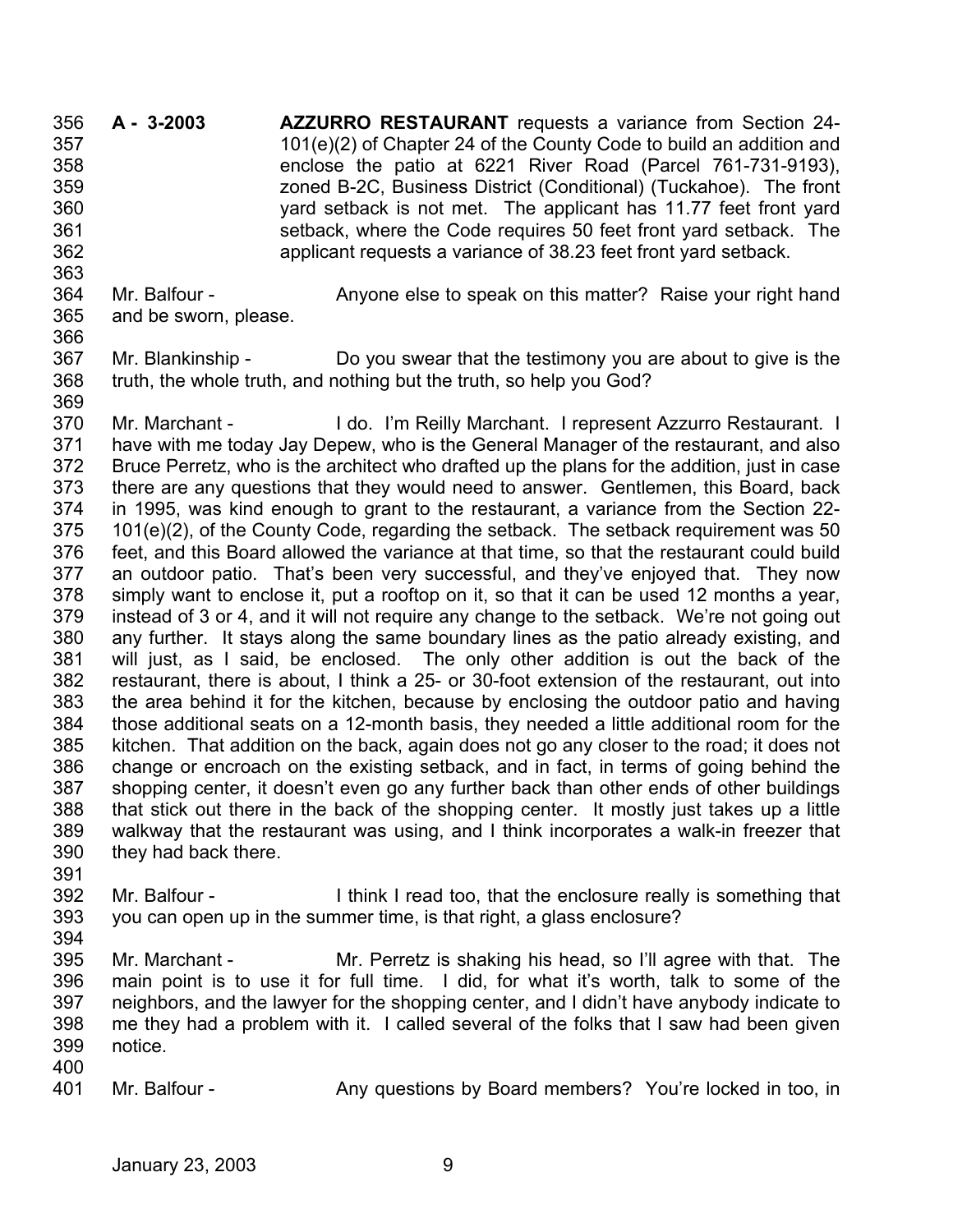**A - 3-2003** **AZZURRO RESTAURANT** requests a variance from Section 24-101(e)(2) of Chapter 24 of the County Code to build an addition and enclose the patio at 6221 River Road (Parcel 761-731-9193), zoned B-2C, Business District (Conditional) (Tuckahoe). The front yard setback is not met. The applicant has 11.77 feet front yard setback, where the Code requires 50 feet front yard setback. The applicant requests a variance of 38.23 feet front yard setback.

Mr. Balfour - Anyone else to speak on this matter? Raise your right hand and be sworn, please.

Mr. Blankinship - Do you swear that the testimony you are about to give is the truth, the whole truth, and nothing but the truth, so help you God?

Mr. Marchant - I do. I'm Reilly Marchant. I represent Azzurro Restaurant. I have with me today Jay Depew, who is the General Manager of the restaurant, and also Bruce Perretz, who is the architect who drafted up the plans for the addition, just in case there are any questions that they would need to answer. Gentlemen, this Board, back in 1995, was kind enough to grant to the restaurant, a variance from the Section 22-101(e)(2), of the County Code, regarding the setback. The setback requirement was 50 feet, and this Board allowed the variance at that time, so that the restaurant could build an outdoor patio. That's been very successful, and they've enjoyed that. They now simply want to enclose it, put a rooftop on it, so that it can be used 12 months a year, instead of 3 or 4, and it will not require any change to the setback. We're not going out any further. It stays along the same boundary lines as the patio already existing, and will just, as I said, be enclosed. The only other addition is out the back of the restaurant, there is about, I think a 25- or 30-foot extension of the restaurant, out into the area behind it for the kitchen, because by enclosing the outdoor patio and having those additional seats on a 12-month basis, they needed a little additional room for the kitchen. That addition on the back, again does not go any closer to the road; it does not change or encroach on the existing setback, and in fact, in terms of going behind the shopping center, it doesn't even go any further back than other ends of other buildings that stick out there in the back of the shopping center. It mostly just takes up a little walkway that the restaurant was using, and I think incorporates a walk-in freezer that they had back there.

Mr. Balfour - I think I read too, that the enclosure really is something that you can open up in the summer time, is that right, a glass enclosure?

Mr. Marchant - Mr. Perretz is shaking his head, so I'll agree with that. The main point is to use it for full time. I did, for what it's worth, talk to some of the neighbors, and the lawyer for the shopping center, and I didn't have anybody indicate to me they had a problem with it. I called several of the folks that I saw had been given notice.

Mr. Balfour - Any questions by Board members? You're locked in too, in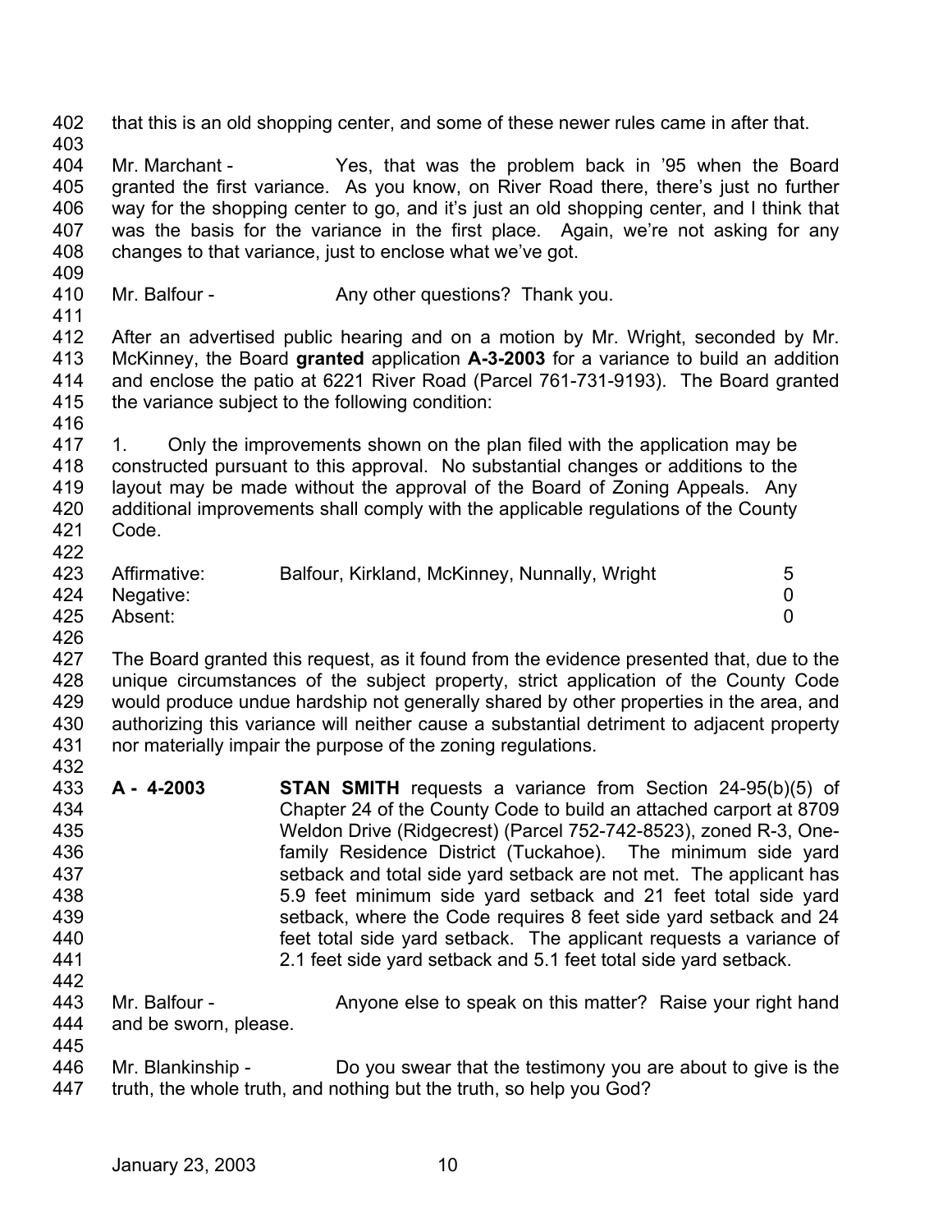that this is an old shopping center, and some of these newer rules came in after that.

Mr. Marchant - Yes, that was the problem back in '95 when the Board granted the first variance. As you know, on River Road there, there's just no further way for the shopping center to go, and it's just an old shopping center, and I think that was the basis for the variance in the first place. Again, we're not asking for any changes to that variance, just to enclose what we've got.

Mr. Balfour - Any other questions? Thank you.

After an advertised public hearing and on a motion by Mr. Wright, seconded by Mr. McKinney, the Board **granted** application **A-3-2003** for a variance to build an addition and enclose the patio at 6221 River Road (Parcel 761-731-9193). The Board granted the variance subject to the following condition:

1. Only the improvements shown on the plan filed with the application may be constructed pursuant to this approval. No substantial changes or additions to the layout may be made without the approval of the Board of Zoning Appeals. Any additional improvements shall comply with the applicable regulations of the County Code.

| | | |
|---|---|---|
| Affirmative: | Balfour, Kirkland, McKinney, Nunnally, Wright | 5 |
| Negative: | | 0 |
| Absent: | | 0 |

The Board granted this request, as it found from the evidence presented that, due to the unique circumstances of the subject property, strict application of the County Code would produce undue hardship not generally shared by other properties in the area, and authorizing this variance will neither cause a substantial detriment to adjacent property nor materially impair the purpose of the zoning regulations.

**A - 4-2003** **STAN SMITH** requests a variance from Section 24-95(b)(5) of Chapter 24 of the County Code to build an attached carport at 8709 Weldon Drive (Ridgecrest) (Parcel 752-742-8523), zoned R-3, One-family Residence District (Tuckahoe). The minimum side yard setback and total side yard setback are not met. The applicant has 5.9 feet minimum side yard setback and 21 feet total side yard setback, where the Code requires 8 feet side yard setback and 24 feet total side yard setback. The applicant requests a variance of 2.1 feet side yard setback and 5.1 feet total side yard setback.

Mr. Balfour - Anyone else to speak on this matter? Raise your right hand and be sworn, please.

Mr. Blankinship - Do you swear that the testimony you are about to give is the truth, the whole truth, and nothing but the truth, so help you God?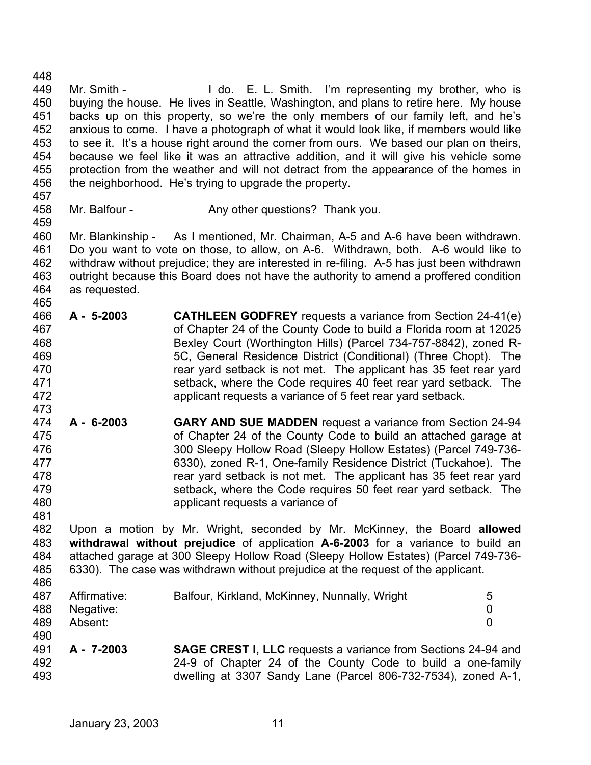Mr. Smith - I do. E. L. Smith. I'm representing my brother, who is buying the house. He lives in Seattle, Washington, and plans to retire here. My house backs up on this property, so we're the only members of our family left, and he's anxious to come. I have a photograph of what it would look like, if members would like to see it. It's a house right around the corner from ours. We based our plan on theirs, because we feel like it was an attractive addition, and it will give his vehicle some protection from the weather and will not detract from the appearance of the homes in the neighborhood. He's trying to upgrade the property.

Mr. Balfour - Any other questions? Thank you.

Mr. Blankinship - As I mentioned, Mr. Chairman, A-5 and A-6 have been withdrawn. Do you want to vote on those, to allow, on A-6. Withdrawn, both. A-6 would like to withdraw without prejudice; they are interested in re-filing. A-5 has just been withdrawn outright because this Board does not have the authority to amend a proffered condition as requested.

**A - 5-2003** **CATHLEEN GODFREY** requests a variance from Section 24-41(e) of Chapter 24 of the County Code to build a Florida room at 12025 Bexley Court (Worthington Hills) (Parcel 734-757-8842), zoned R-5C, General Residence District (Conditional) (Three Chopt). The rear yard setback is not met. The applicant has 35 feet rear yard setback, where the Code requires 40 feet rear yard setback. The applicant requests a variance of 5 feet rear yard setback.

**A - 6-2003** **GARY AND SUE MADDEN** request a variance from Section 24-94 of Chapter 24 of the County Code to build an attached garage at 300 Sleepy Hollow Road (Sleepy Hollow Estates) (Parcel 749-736-6330), zoned R-1, One-family Residence District (Tuckahoe). The rear yard setback is not met. The applicant has 35 feet rear yard setback, where the Code requires 50 feet rear yard setback. The applicant requests a variance of

Upon a motion by Mr. Wright, seconded by Mr. McKinney, the Board **allowed withdrawal without prejudice** of application **A-6-2003** for a variance to build an attached garage at 300 Sleepy Hollow Road (Sleepy Hollow Estates) (Parcel 749-736-6330). The case was withdrawn without prejudice at the request of the applicant.

| | | |
|---|---|---|
| Affirmative: | Balfour, Kirkland, McKinney, Nunnally, Wright | 5 |
| Negative: | | 0 |
| Absent: | | 0 |

**A - 7-2003** **SAGE CREST I, LLC** requests a variance from Sections 24-94 and 24-9 of Chapter 24 of the County Code to build a one-family dwelling at 3307 Sandy Lane (Parcel 806-732-7534), zoned A-1,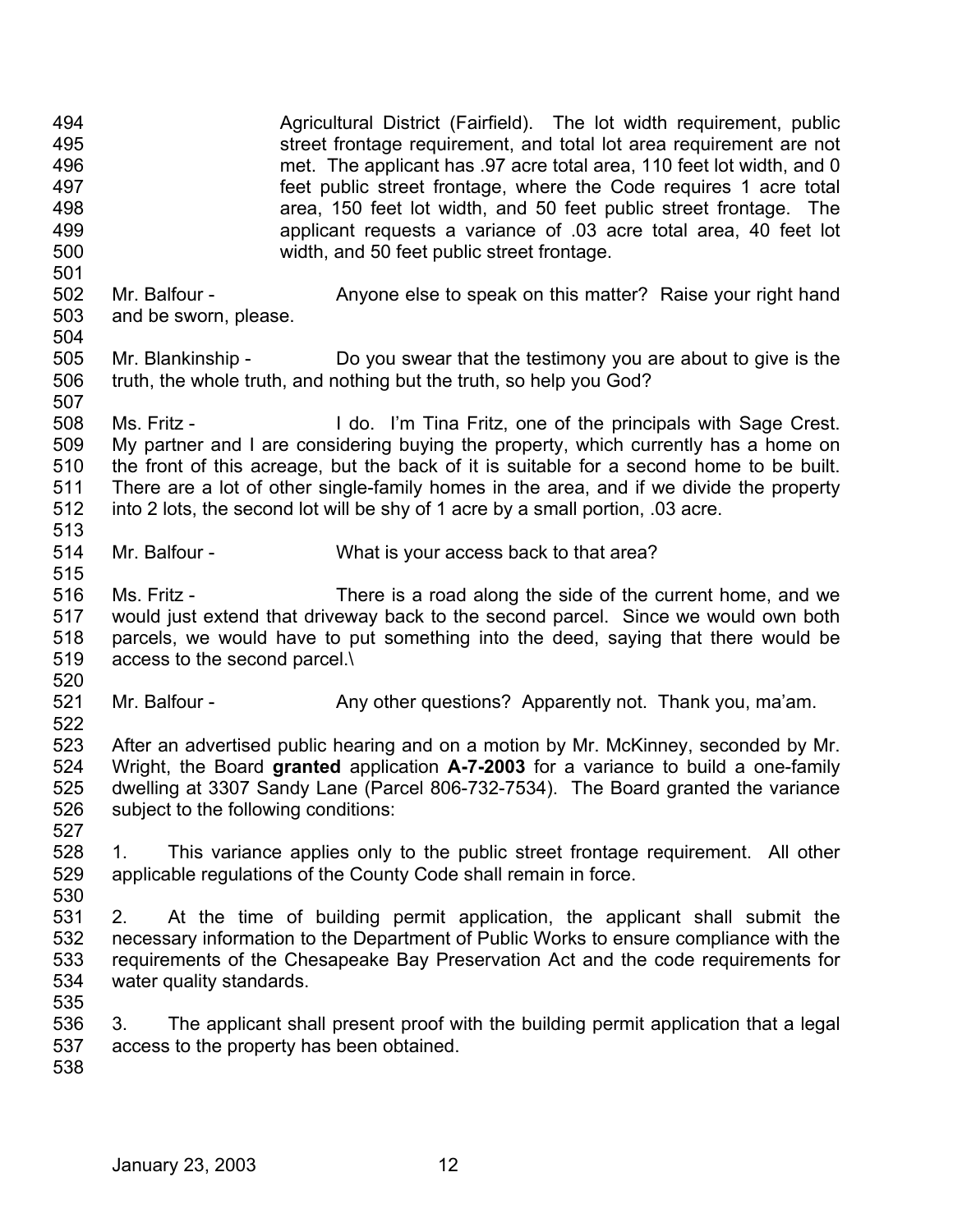Agricultural District (Fairfield). The lot width requirement, public street frontage requirement, and total lot area requirement are not met. The applicant has .97 acre total area, 110 feet lot width, and 0 feet public street frontage, where the Code requires 1 acre total area, 150 feet lot width, and 50 feet public street frontage. The applicant requests a variance of .03 acre total area, 40 feet lot width, and 50 feet public street frontage.

Mr. Balfour - Anyone else to speak on this matter? Raise your right hand and be sworn, please.

Mr. Blankinship - Do you swear that the testimony you are about to give is the truth, the whole truth, and nothing but the truth, so help you God?

Ms. Fritz - I do. I'm Tina Fritz, one of the principals with Sage Crest. My partner and I are considering buying the property, which currently has a home on the front of this acreage, but the back of it is suitable for a second home to be built. There are a lot of other single-family homes in the area, and if we divide the property into 2 lots, the second lot will be shy of 1 acre by a small portion, .03 acre.

Mr. Balfour - What is your access back to that area?

Ms. Fritz - There is a road along the side of the current home, and we would just extend that driveway back to the second parcel. Since we would own both parcels, we would have to put something into the deed, saying that there would be access to the second parcel.\

Mr. Balfour - Any other questions? Apparently not. Thank you, ma'am.

After an advertised public hearing and on a motion by Mr. McKinney, seconded by Mr. Wright, the Board **granted** application **A-7-2003** for a variance to build a one-family dwelling at 3307 Sandy Lane (Parcel 806-732-7534). The Board granted the variance subject to the following conditions:

1. This variance applies only to the public street frontage requirement. All other applicable regulations of the County Code shall remain in force.

2. At the time of building permit application, the applicant shall submit the necessary information to the Department of Public Works to ensure compliance with the requirements of the Chesapeake Bay Preservation Act and the code requirements for water quality standards.

3. The applicant shall present proof with the building permit application that a legal access to the property has been obtained.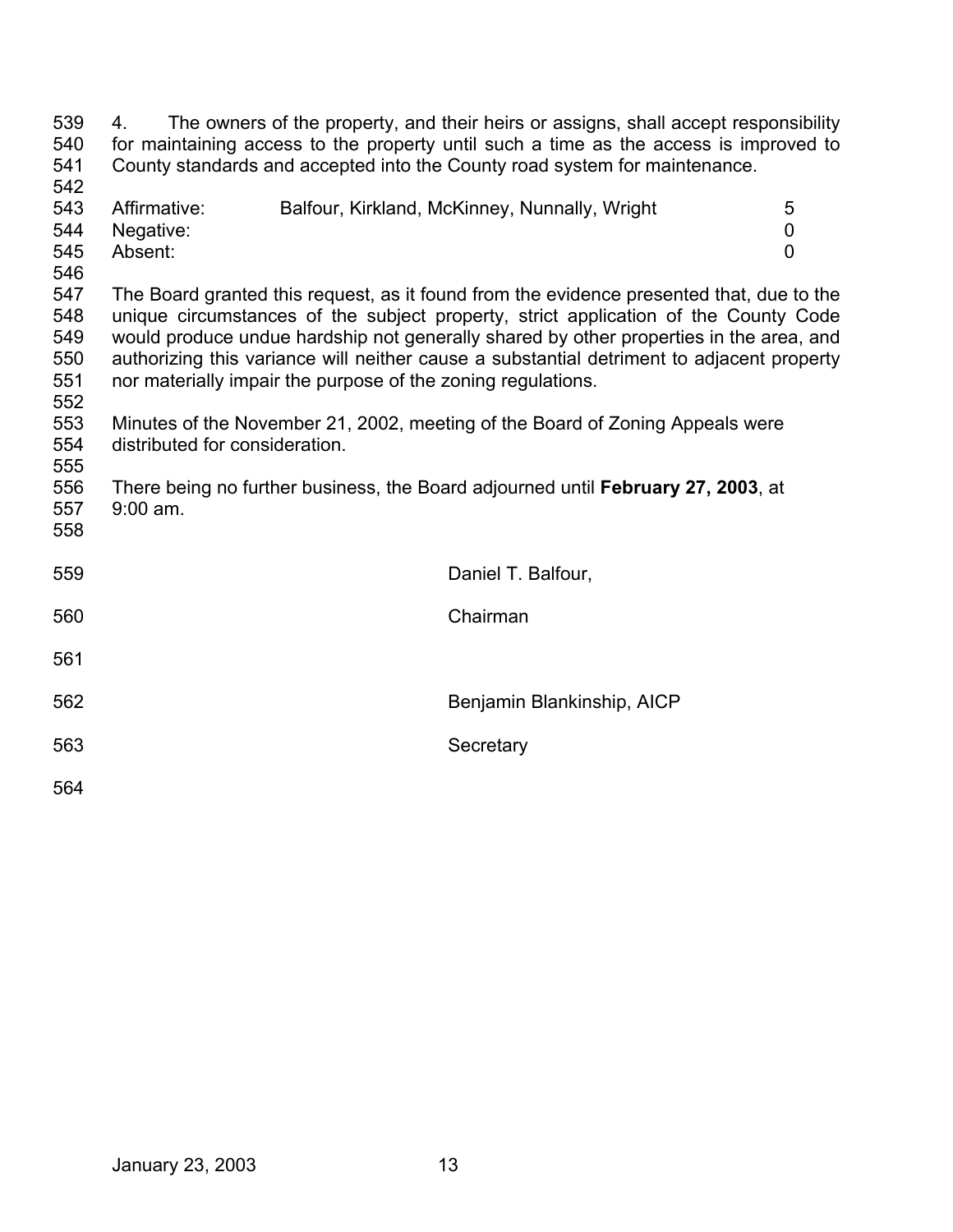4. The owners of the property, and their heirs or assigns, shall accept responsibility for maintaining access to the property until such a time as the access is improved to County standards and accepted into the County road system for maintenance.

| | | |
|---|---|---|
| Affirmative: | Balfour, Kirkland, McKinney, Nunnally, Wright | 5 |
| Negative: | | 0 |
| Absent: | | 0 |

The Board granted this request, as it found from the evidence presented that, due to the unique circumstances of the subject property, strict application of the County Code would produce undue hardship not generally shared by other properties in the area, and authorizing this variance will neither cause a substantial detriment to adjacent property nor materially impair the purpose of the zoning regulations.

Minutes of the November 21, 2002, meeting of the Board of Zoning Appeals were distributed for consideration.

There being no further business, the Board adjourned until **February 27, 2003**, at 9:00 am.

Daniel T. Balfour,

Chairman

Benjamin Blankinship, AICP

Secretary